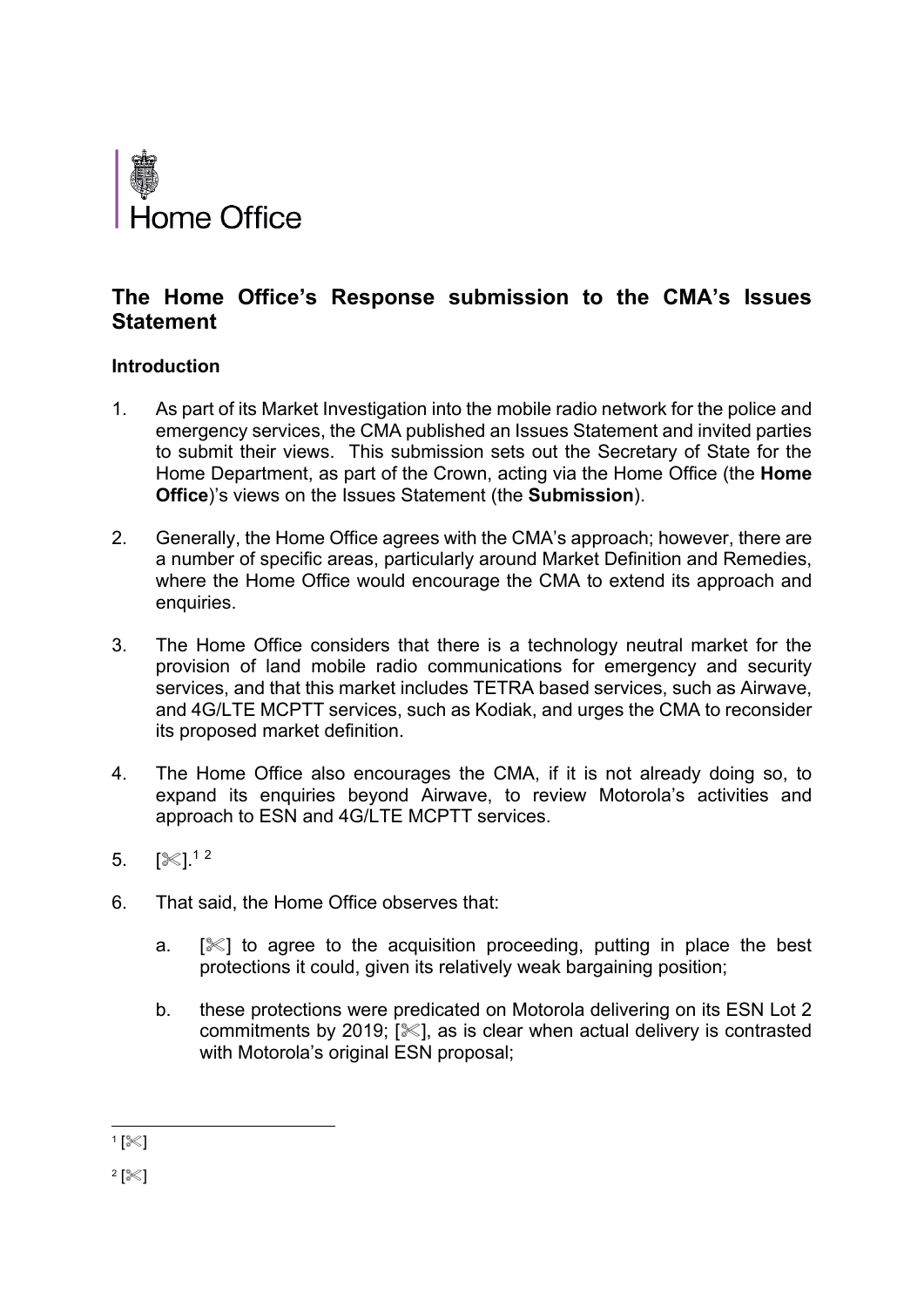Home Office

# The Home Office's Response submission to the CMA's Issues Statement

## Introduction

1. As part of its Market Investigation into the mobile radio network for the police and emergency services, the CMA published an Issues Statement and invited parties to submit their views. This submission sets out the Secretary of State for the Home Department, as part of the Crown, acting via the Home Office (the **Home Office**)'s views on the Issues Statement (the **Submission**).

2. Generally, the Home Office agrees with the CMA's approach; however, there are a number of specific areas, particularly around Market Definition and Remedies, where the Home Office would encourage the CMA to extend its approach and enquiries.

3. The Home Office considers that there is a technology neutral market for the provision of land mobile radio communications for emergency and security services, and that this market includes TETRA based services, such as Airwave, and 4G/LTE MCPTT services, such as Kodiak, and urges the CMA to reconsider its proposed market definition.

4. The Home Office also encourages the CMA, if it is not already doing so, to expand its enquiries beyond Airwave, to review Motorola's activities and approach to ESN and 4G/LTE MCPTT services.

5. [✂].[1] [2]

6. That said, the Home Office observes that:

   a. [✂] to agree to the acquisition proceeding, putting in place the best protections it could, given its relatively weak bargaining position;

   b. these protections were predicated on Motorola delivering on its ESN Lot 2 commitments by 2019; [✂], as is clear when actual delivery is contrasted with Motorola's original ESN proposal;

---

[1] [✂]

[2] [✂]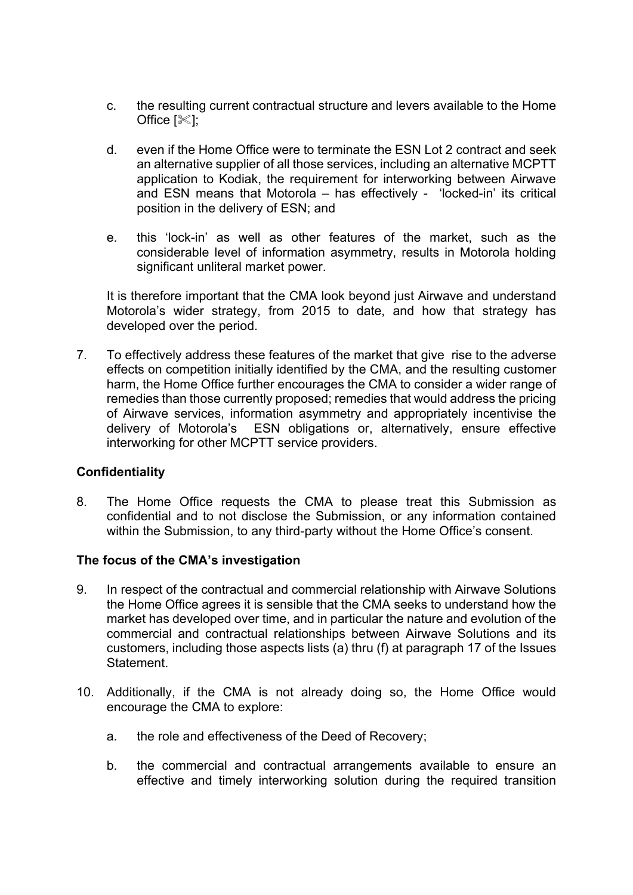c. the resulting current contractual structure and levers available to the Home Office [✂];

d. even if the Home Office were to terminate the ESN Lot 2 contract and seek an alternative supplier of all those services, including an alternative MCPTT application to Kodiak, the requirement for interworking between Airwave and ESN means that Motorola – has effectively - 'locked-in' its critical position in the delivery of ESN; and

e. this 'lock-in' as well as other features of the market, such as the considerable level of information asymmetry, results in Motorola holding significant unliteral market power.

It is therefore important that the CMA look beyond just Airwave and understand Motorola's wider strategy, from 2015 to date, and how that strategy has developed over the period.

7. To effectively address these features of the market that give rise to the adverse effects on competition initially identified by the CMA, and the resulting customer harm, the Home Office further encourages the CMA to consider a wider range of remedies than those currently proposed; remedies that would address the pricing of Airwave services, information asymmetry and appropriately incentivise the delivery of Motorola's ESN obligations or, alternatively, ensure effective interworking for other MCPTT service providers.

**Confidentiality**

8. The Home Office requests the CMA to please treat this Submission as confidential and to not disclose the Submission, or any information contained within the Submission, to any third-party without the Home Office's consent.

**The focus of the CMA's investigation**

9. In respect of the contractual and commercial relationship with Airwave Solutions the Home Office agrees it is sensible that the CMA seeks to understand how the market has developed over time, and in particular the nature and evolution of the commercial and contractual relationships between Airwave Solutions and its customers, including those aspects lists (a) thru (f) at paragraph 17 of the Issues Statement.

10. Additionally, if the CMA is not already doing so, the Home Office would encourage the CMA to explore:

    a. the role and effectiveness of the Deed of Recovery;

    b. the commercial and contractual arrangements available to ensure an effective and timely interworking solution during the required transition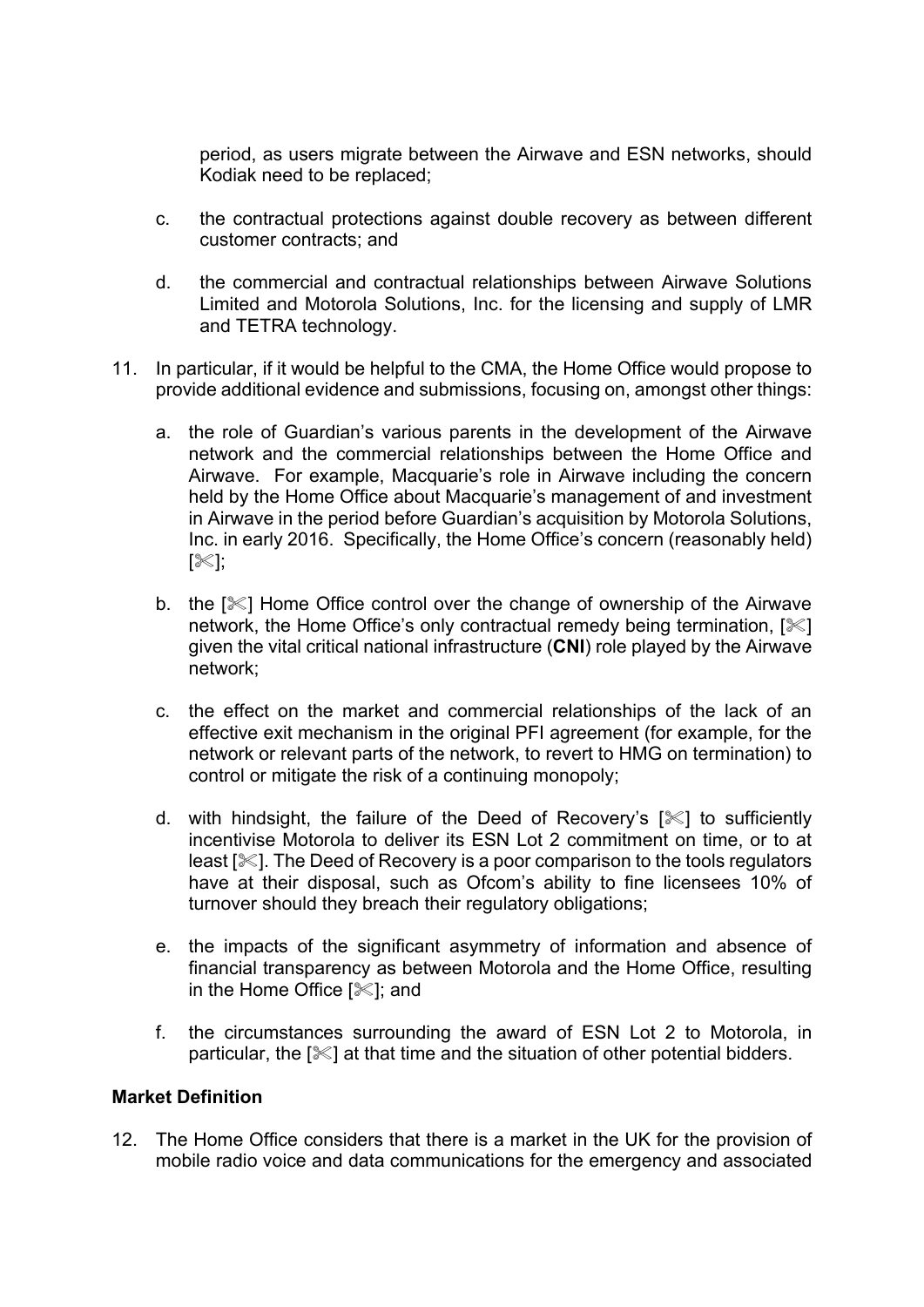period, as users migrate between the Airwave and ESN networks, should Kodiak need to be replaced;

c. the contractual protections against double recovery as between different customer contracts; and

d. the commercial and contractual relationships between Airwave Solutions Limited and Motorola Solutions, Inc. for the licensing and supply of LMR and TETRA technology.

11. In particular, if it would be helpful to the CMA, the Home Office would propose to provide additional evidence and submissions, focusing on, amongst other things:

    a. the role of Guardian's various parents in the development of the Airwave network and the commercial relationships between the Home Office and Airwave. For example, Macquarie's role in Airwave including the concern held by the Home Office about Macquarie's management of and investment in Airwave in the period before Guardian's acquisition by Motorola Solutions, Inc. in early 2016. Specifically, the Home Office's concern (reasonably held) [✄];

    b. the [✄] Home Office control over the change of ownership of the Airwave network, the Home Office's only contractual remedy being termination, [✄] given the vital critical national infrastructure (**CNI**) role played by the Airwave network;

    c. the effect on the market and commercial relationships of the lack of an effective exit mechanism in the original PFI agreement (for example, for the network or relevant parts of the network, to revert to HMG on termination) to control or mitigate the risk of a continuing monopoly;

    d. with hindsight, the failure of the Deed of Recovery's [✄] to sufficiently incentivise Motorola to deliver its ESN Lot 2 commitment on time, or to at least [✄]. The Deed of Recovery is a poor comparison to the tools regulators have at their disposal, such as Ofcom's ability to fine licensees 10% of turnover should they breach their regulatory obligations;

    e. the impacts of the significant asymmetry of information and absence of financial transparency as between Motorola and the Home Office, resulting in the Home Office [✄]; and

    f. the circumstances surrounding the award of ESN Lot 2 to Motorola, in particular, the [✄] at that time and the situation of other potential bidders.

## Market Definition

12. The Home Office considers that there is a market in the UK for the provision of mobile radio voice and data communications for the emergency and associated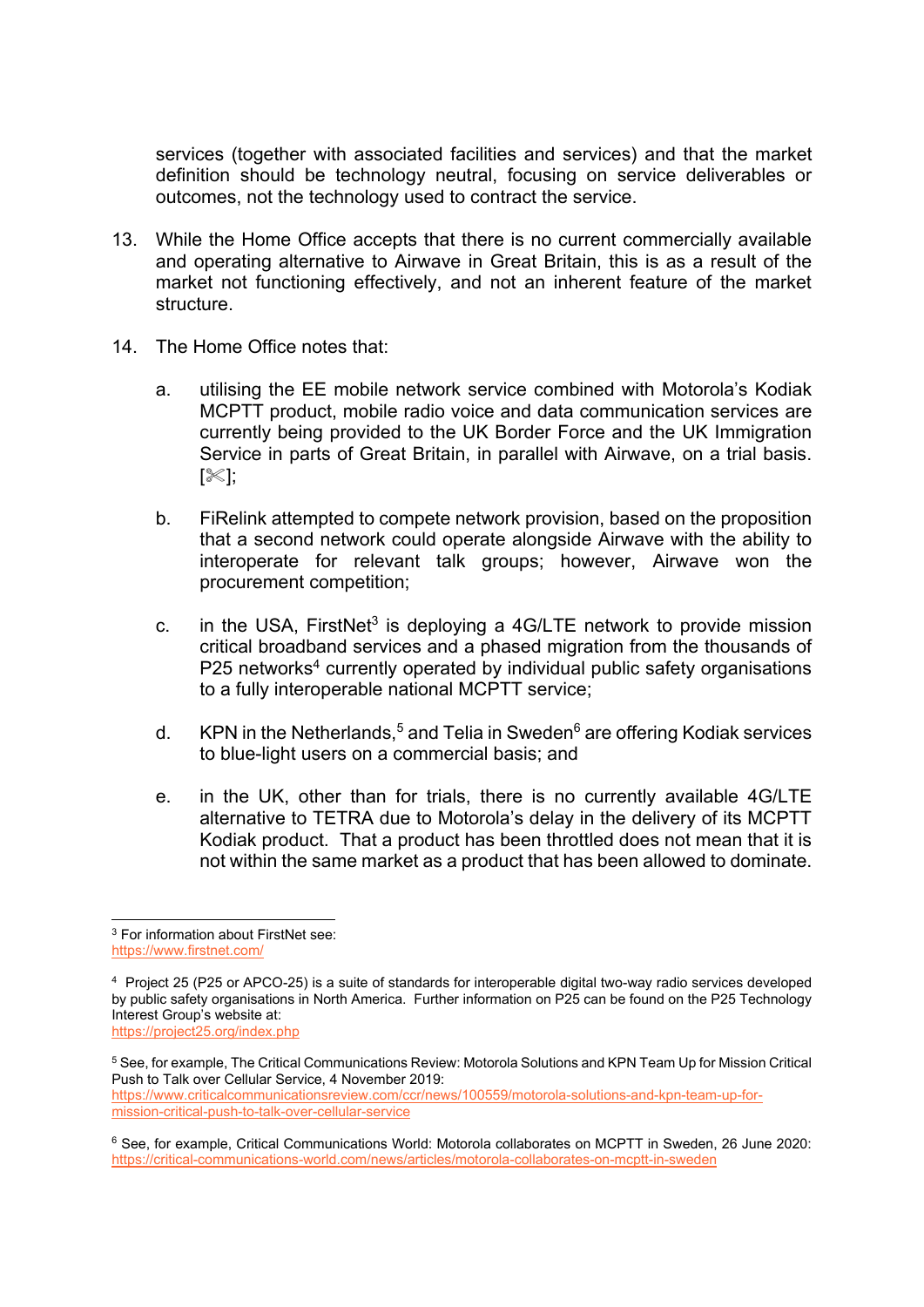services (together with associated facilities and services) and that the market definition should be technology neutral, focusing on service deliverables or outcomes, not the technology used to contract the service.

13. While the Home Office accepts that there is no current commercially available and operating alternative to Airwave in Great Britain, this is as a result of the market not functioning effectively, and not an inherent feature of the market structure.

14. The Home Office notes that:

    a. utilising the EE mobile network service combined with Motorola's Kodiak MCPTT product, mobile radio voice and data communication services are currently being provided to the UK Border Force and the UK Immigration Service in parts of Great Britain, in parallel with Airwave, on a trial basis. [✂];

    b. FiRelink attempted to compete network provision, based on the proposition that a second network could operate alongside Airwave with the ability to interoperate for relevant talk groups; however, Airwave won the procurement competition;

    c. in the USA, FirstNet[3] is deploying a 4G/LTE network to provide mission critical broadband services and a phased migration from the thousands of P25 networks[4] currently operated by individual public safety organisations to a fully interoperable national MCPTT service;

    d. KPN in the Netherlands,[5] and Telia in Sweden[6] are offering Kodiak services to blue-light users on a commercial basis; and

    e. in the UK, other than for trials, there is no currently available 4G/LTE alternative to TETRA due to Motorola's delay in the delivery of its MCPTT Kodiak product. That a product has been throttled does not mean that it is not within the same market as a product that has been allowed to dominate.

---

[3] For information about FirstNet see:
https://www.firstnet.com/

[4] Project 25 (P25 or APCO-25) is a suite of standards for interoperable digital two-way radio services developed by public safety organisations in North America. Further information on P25 can be found on the P25 Technology Interest Group's website at:
https://project25.org/index.php

[5] See, for example, The Critical Communications Review: Motorola Solutions and KPN Team Up for Mission Critical Push to Talk over Cellular Service, 4 November 2019:
https://www.criticalcommunicationsreview.com/ccr/news/100559/motorola-solutions-and-kpn-team-up-for-mission-critical-push-to-talk-over-cellular-service

[6] See, for example, Critical Communications World: Motorola collaborates on MCPTT in Sweden, 26 June 2020:
https://critical-communications-world.com/news/articles/motorola-collaborates-on-mcptt-in-sweden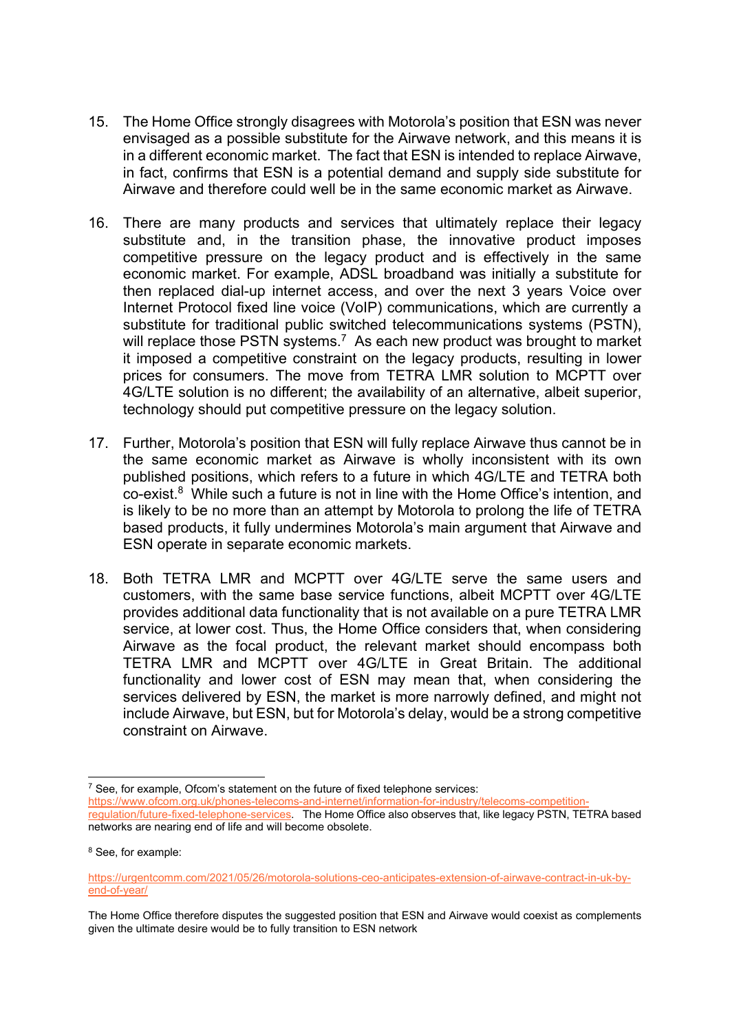15. The Home Office strongly disagrees with Motorola's position that ESN was never envisaged as a possible substitute for the Airwave network, and this means it is in a different economic market. The fact that ESN is intended to replace Airwave, in fact, confirms that ESN is a potential demand and supply side substitute for Airwave and therefore could well be in the same economic market as Airwave.

16. There are many products and services that ultimately replace their legacy substitute and, in the transition phase, the innovative product imposes competitive pressure on the legacy product and is effectively in the same economic market. For example, ADSL broadband was initially a substitute for then replaced dial-up internet access, and over the next 3 years Voice over Internet Protocol fixed line voice (VoIP) communications, which are currently a substitute for traditional public switched telecommunications systems (PSTN), will replace those PSTN systems.[7] As each new product was brought to market it imposed a competitive constraint on the legacy products, resulting in lower prices for consumers. The move from TETRA LMR solution to MCPTT over 4G/LTE solution is no different; the availability of an alternative, albeit superior, technology should put competitive pressure on the legacy solution.

17. Further, Motorola's position that ESN will fully replace Airwave thus cannot be in the same economic market as Airwave is wholly inconsistent with its own published positions, which refers to a future in which 4G/LTE and TETRA both co-exist.[8] While such a future is not in line with the Home Office's intention, and is likely to be no more than an attempt by Motorola to prolong the life of TETRA based products, it fully undermines Motorola's main argument that Airwave and ESN operate in separate economic markets.

18. Both TETRA LMR and MCPTT over 4G/LTE serve the same users and customers, with the same base service functions, albeit MCPTT over 4G/LTE provides additional data functionality that is not available on a pure TETRA LMR service, at lower cost. Thus, the Home Office considers that, when considering Airwave as the focal product, the relevant market should encompass both TETRA LMR and MCPTT over 4G/LTE in Great Britain. The additional functionality and lower cost of ESN may mean that, when considering the services delivered by ESN, the market is more narrowly defined, and might not include Airwave, but ESN, but for Motorola's delay, would be a strong competitive constraint on Airwave.

---

[7] See, for example, Ofcom's statement on the future of fixed telephone services: https://www.ofcom.org.uk/phones-telecoms-and-internet/information-for-industry/telecoms-competition-regulation/future-fixed-telephone-services. The Home Office also observes that, like legacy PSTN, TETRA based networks are nearing end of life and will become obsolete.

[8] See, for example:

https://urgentcomm.com/2021/05/26/motorola-solutions-ceo-anticipates-extension-of-airwave-contract-in-uk-by-end-of-year/

The Home Office therefore disputes the suggested position that ESN and Airwave would coexist as complements given the ultimate desire would be to fully transition to ESN network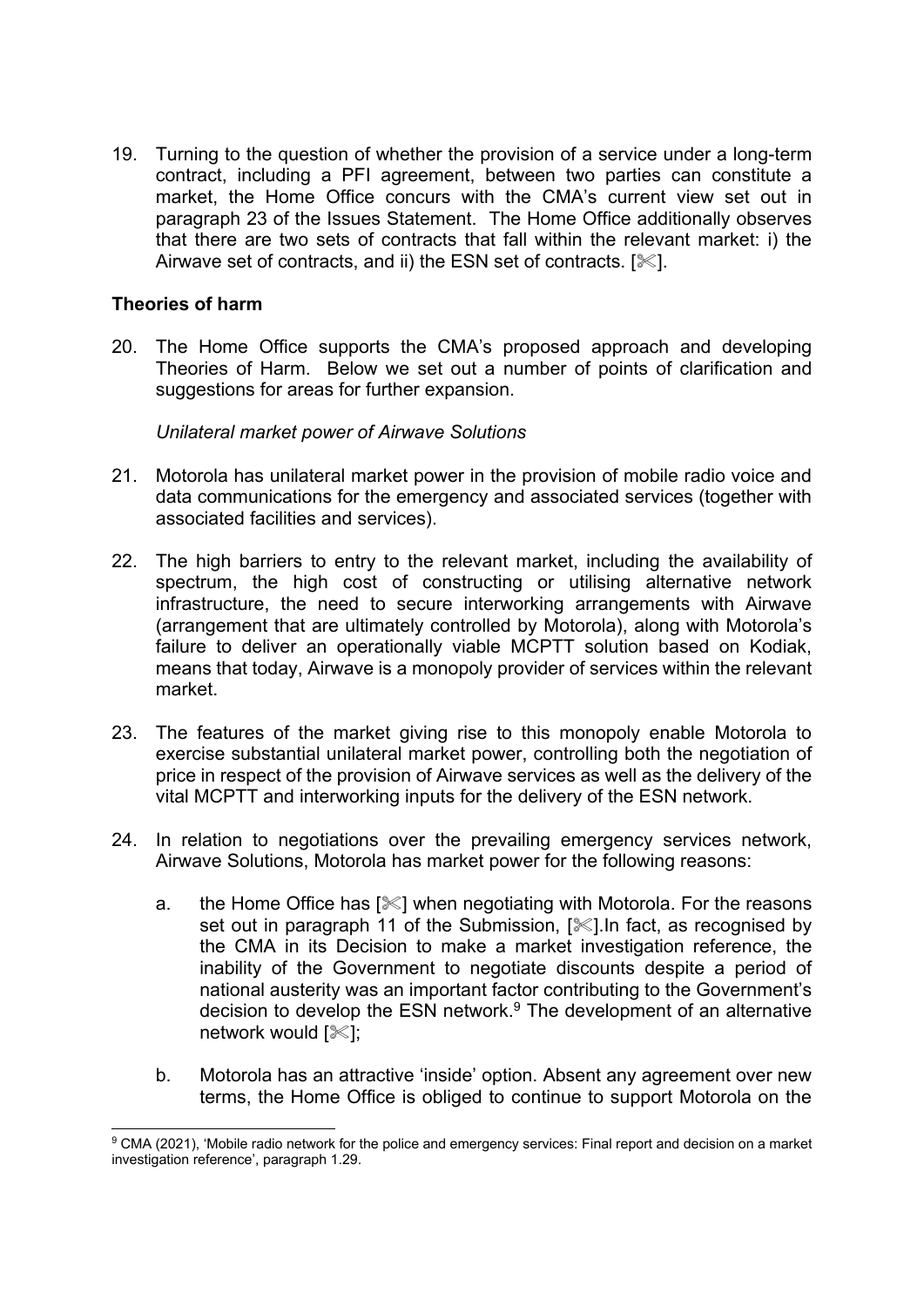19. Turning to the question of whether the provision of a service under a long-term contract, including a PFI agreement, between two parties can constitute a market, the Home Office concurs with the CMA's current view set out in paragraph 23 of the Issues Statement. The Home Office additionally observes that there are two sets of contracts that fall within the relevant market: i) the Airwave set of contracts, and ii) the ESN set of contracts. [✂].

## Theories of harm

20. The Home Office supports the CMA's proposed approach and developing Theories of Harm. Below we set out a number of points of clarification and suggestions for areas for further expansion.

*Unilateral market power of Airwave Solutions*

21. Motorola has unilateral market power in the provision of mobile radio voice and data communications for the emergency and associated services (together with associated facilities and services).

22. The high barriers to entry to the relevant market, including the availability of spectrum, the high cost of constructing or utilising alternative network infrastructure, the need to secure interworking arrangements with Airwave (arrangement that are ultimately controlled by Motorola), along with Motorola's failure to deliver an operationally viable MCPTT solution based on Kodiak, means that today, Airwave is a monopoly provider of services within the relevant market.

23. The features of the market giving rise to this monopoly enable Motorola to exercise substantial unilateral market power, controlling both the negotiation of price in respect of the provision of Airwave services as well as the delivery of the vital MCPTT and interworking inputs for the delivery of the ESN network.

24. In relation to negotiations over the prevailing emergency services network, Airwave Solutions, Motorola has market power for the following reasons:

    a. the Home Office has [✂] when negotiating with Motorola. For the reasons set out in paragraph 11 of the Submission, [✂].In fact, as recognised by the CMA in its Decision to make a market investigation reference, the inability of the Government to negotiate discounts despite a period of national austerity was an important factor contributing to the Government's decision to develop the ESN network.[9] The development of an alternative network would [✂];

    b. Motorola has an attractive 'inside' option. Absent any agreement over new terms, the Home Office is obliged to continue to support Motorola on the

[9] CMA (2021), 'Mobile radio network for the police and emergency services: Final report and decision on a market investigation reference', paragraph 1.29.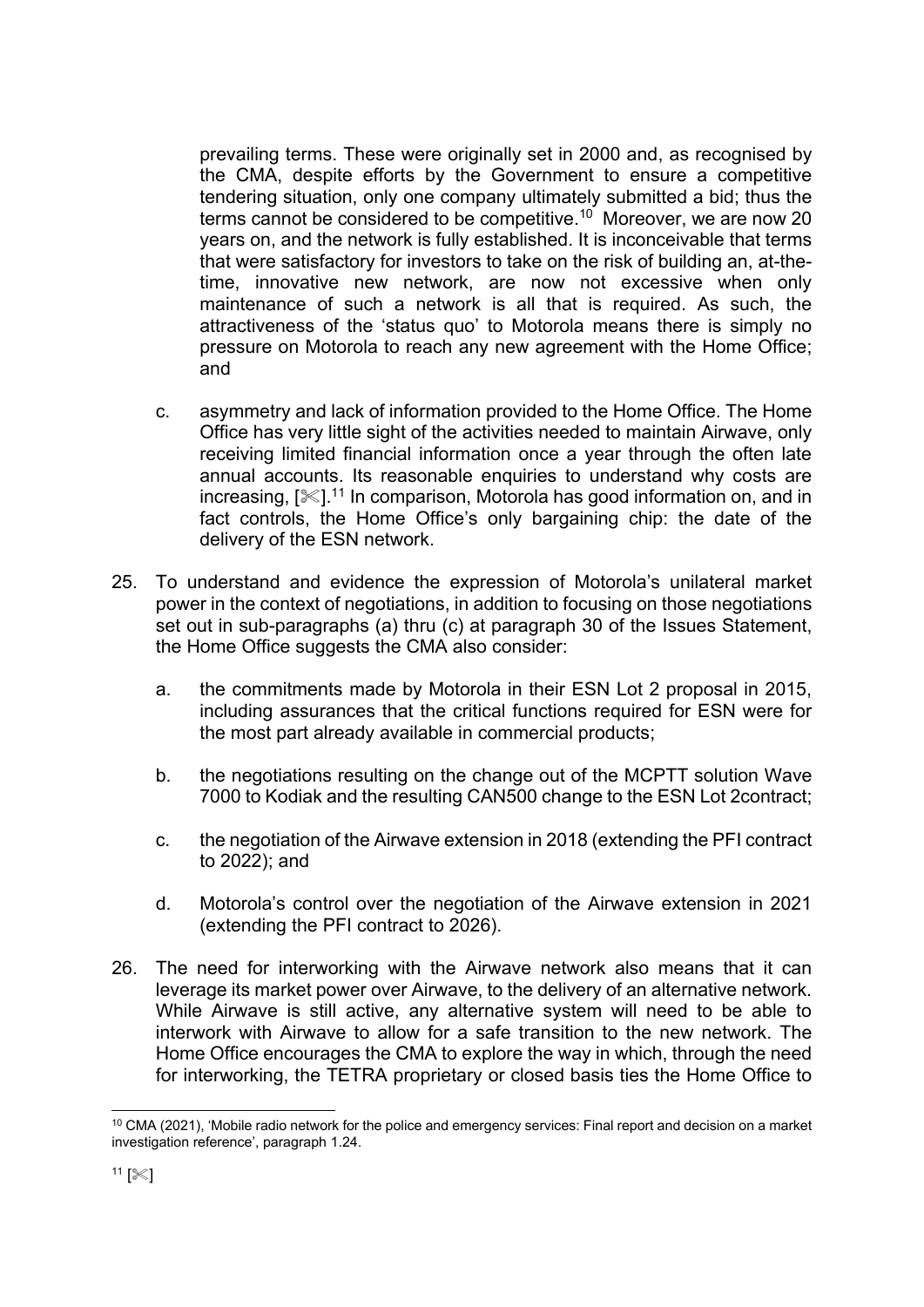prevailing terms. These were originally set in 2000 and, as recognised by the CMA, despite efforts by the Government to ensure a competitive tendering situation, only one company ultimately submitted a bid; thus the terms cannot be considered to be competitive.[10] Moreover, we are now 20 years on, and the network is fully established. It is inconceivable that terms that were satisfactory for investors to take on the risk of building an, at-the-time, innovative new network, are now not excessive when only maintenance of such a network is all that is required. As such, the attractiveness of the 'status quo' to Motorola means there is simply no pressure on Motorola to reach any new agreement with the Home Office; and

c. asymmetry and lack of information provided to the Home Office. The Home Office has very little sight of the activities needed to maintain Airwave, only receiving limited financial information once a year through the often late annual accounts. Its reasonable enquiries to understand why costs are increasing, [✂].[11] In comparison, Motorola has good information on, and in fact controls, the Home Office's only bargaining chip: the date of the delivery of the ESN network.

25. To understand and evidence the expression of Motorola's unilateral market power in the context of negotiations, in addition to focusing on those negotiations set out in sub-paragraphs (a) thru (c) at paragraph 30 of the Issues Statement, the Home Office suggests the CMA also consider:

    a. the commitments made by Motorola in their ESN Lot 2 proposal in 2015, including assurances that the critical functions required for ESN were for the most part already available in commercial products;

    b. the negotiations resulting on the change out of the MCPTT solution Wave 7000 to Kodiak and the resulting CAN500 change to the ESN Lot 2contract;

    c. the negotiation of the Airwave extension in 2018 (extending the PFI contract to 2022); and

    d. Motorola's control over the negotiation of the Airwave extension in 2021 (extending the PFI contract to 2026).

26. The need for interworking with the Airwave network also means that it can leverage its market power over Airwave, to the delivery of an alternative network. While Airwave is still active, any alternative system will need to be able to interwork with Airwave to allow for a safe transition to the new network. The Home Office encourages the CMA to explore the way in which, through the need for interworking, the TETRA proprietary or closed basis ties the Home Office to

[10] CMA (2021), 'Mobile radio network for the police and emergency services: Final report and decision on a market investigation reference', paragraph 1.24.

[11] [✂]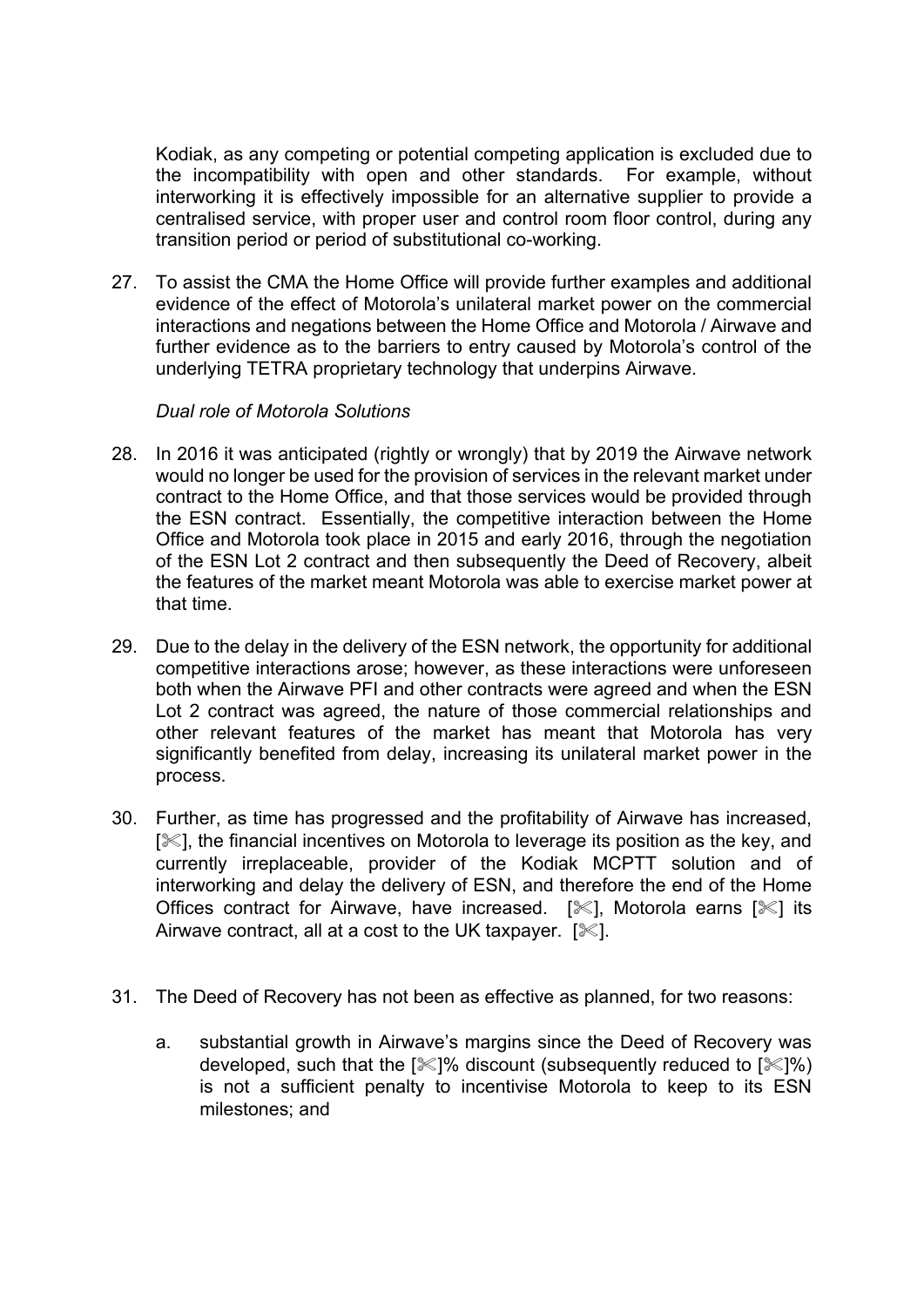Kodiak, as any competing or potential competing application is excluded due to the incompatibility with open and other standards. For example, without interworking it is effectively impossible for an alternative supplier to provide a centralised service, with proper user and control room floor control, during any transition period or period of substitutional co-working.

27. To assist the CMA the Home Office will provide further examples and additional evidence of the effect of Motorola's unilateral market power on the commercial interactions and negations between the Home Office and Motorola / Airwave and further evidence as to the barriers to entry caused by Motorola's control of the underlying TETRA proprietary technology that underpins Airwave.

*Dual role of Motorola Solutions*

28. In 2016 it was anticipated (rightly or wrongly) that by 2019 the Airwave network would no longer be used for the provision of services in the relevant market under contract to the Home Office, and that those services would be provided through the ESN contract. Essentially, the competitive interaction between the Home Office and Motorola took place in 2015 and early 2016, through the negotiation of the ESN Lot 2 contract and then subsequently the Deed of Recovery, albeit the features of the market meant Motorola was able to exercise market power at that time.

29. Due to the delay in the delivery of the ESN network, the opportunity for additional competitive interactions arose; however, as these interactions were unforeseen both when the Airwave PFI and other contracts were agreed and when the ESN Lot 2 contract was agreed, the nature of those commercial relationships and other relevant features of the market has meant that Motorola has very significantly benefited from delay, increasing its unilateral market power in the process.

30. Further, as time has progressed and the profitability of Airwave has increased, [✂], the financial incentives on Motorola to leverage its position as the key, and currently irreplaceable, provider of the Kodiak MCPTT solution and of interworking and delay the delivery of ESN, and therefore the end of the Home Offices contract for Airwave, have increased. [✂], Motorola earns [✂] its Airwave contract, all at a cost to the UK taxpayer. [✂].

31. The Deed of Recovery has not been as effective as planned, for two reasons:

    a. substantial growth in Airwave's margins since the Deed of Recovery was developed, such that the [✂]% discount (subsequently reduced to [✂]%) is not a sufficient penalty to incentivise Motorola to keep to its ESN milestones; and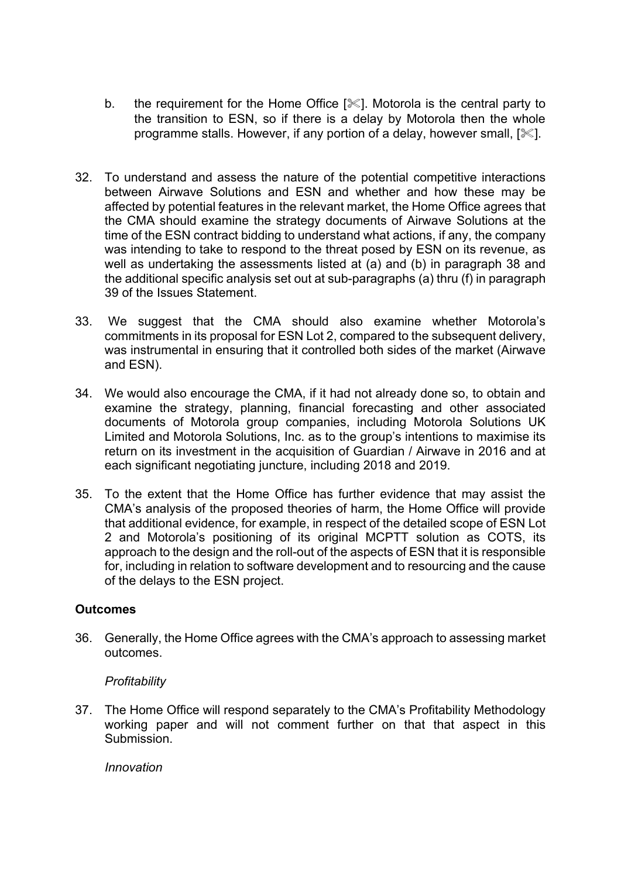b. the requirement for the Home Office [✂]. Motorola is the central party to the transition to ESN, so if there is a delay by Motorola then the whole programme stalls. However, if any portion of a delay, however small, [✂].

32. To understand and assess the nature of the potential competitive interactions between Airwave Solutions and ESN and whether and how these may be affected by potential features in the relevant market, the Home Office agrees that the CMA should examine the strategy documents of Airwave Solutions at the time of the ESN contract bidding to understand what actions, if any, the company was intending to take to respond to the threat posed by ESN on its revenue, as well as undertaking the assessments listed at (a) and (b) in paragraph 38 and the additional specific analysis set out at sub-paragraphs (a) thru (f) in paragraph 39 of the Issues Statement.

33. We suggest that the CMA should also examine whether Motorola's commitments in its proposal for ESN Lot 2, compared to the subsequent delivery, was instrumental in ensuring that it controlled both sides of the market (Airwave and ESN).

34. We would also encourage the CMA, if it had not already done so, to obtain and examine the strategy, planning, financial forecasting and other associated documents of Motorola group companies, including Motorola Solutions UK Limited and Motorola Solutions, Inc. as to the group's intentions to maximise its return on its investment in the acquisition of Guardian / Airwave in 2016 and at each significant negotiating juncture, including 2018 and 2019.

35. To the extent that the Home Office has further evidence that may assist the CMA's analysis of the proposed theories of harm, the Home Office will provide that additional evidence, for example, in respect of the detailed scope of ESN Lot 2 and Motorola's positioning of its original MCPTT solution as COTS, its approach to the design and the roll-out of the aspects of ESN that it is responsible for, including in relation to software development and to resourcing and the cause of the delays to the ESN project.

**Outcomes**

36. Generally, the Home Office agrees with the CMA's approach to assessing market outcomes.

*Profitability*

37. The Home Office will respond separately to the CMA's Profitability Methodology working paper and will not comment further on that that aspect in this Submission.

*Innovation*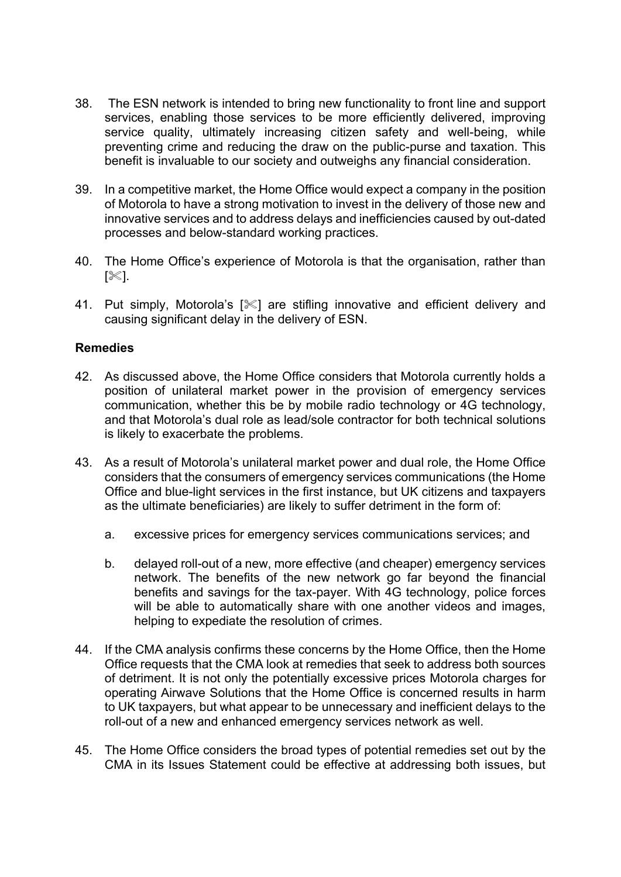38. The ESN network is intended to bring new functionality to front line and support services, enabling those services to be more efficiently delivered, improving service quality, ultimately increasing citizen safety and well-being, while preventing crime and reducing the draw on the public-purse and taxation. This benefit is invaluable to our society and outweighs any financial consideration.

39. In a competitive market, the Home Office would expect a company in the position of Motorola to have a strong motivation to invest in the delivery of those new and innovative services and to address delays and inefficiencies caused by out-dated processes and below-standard working practices.

40. The Home Office's experience of Motorola is that the organisation, rather than [✂].

41. Put simply, Motorola's [✂] are stifling innovative and efficient delivery and causing significant delay in the delivery of ESN.

**Remedies**

42. As discussed above, the Home Office considers that Motorola currently holds a position of unilateral market power in the provision of emergency services communication, whether this be by mobile radio technology or 4G technology, and that Motorola's dual role as lead/sole contractor for both technical solutions is likely to exacerbate the problems.

43. As a result of Motorola's unilateral market power and dual role, the Home Office considers that the consumers of emergency services communications (the Home Office and blue-light services in the first instance, but UK citizens and taxpayers as the ultimate beneficiaries) are likely to suffer detriment in the form of:

    a. excessive prices for emergency services communications services; and

    b. delayed roll-out of a new, more effective (and cheaper) emergency services network. The benefits of the new network go far beyond the financial benefits and savings for the tax-payer. With 4G technology, police forces will be able to automatically share with one another videos and images, helping to expedite the resolution of crimes.

44. If the CMA analysis confirms these concerns by the Home Office, then the Home Office requests that the CMA look at remedies that seek to address both sources of detriment. It is not only the potentially excessive prices Motorola charges for operating Airwave Solutions that the Home Office is concerned results in harm to UK taxpayers, but what appear to be unnecessary and inefficient delays to the roll-out of a new and enhanced emergency services network as well.

45. The Home Office considers the broad types of potential remedies set out by the CMA in its Issues Statement could be effective at addressing both issues, but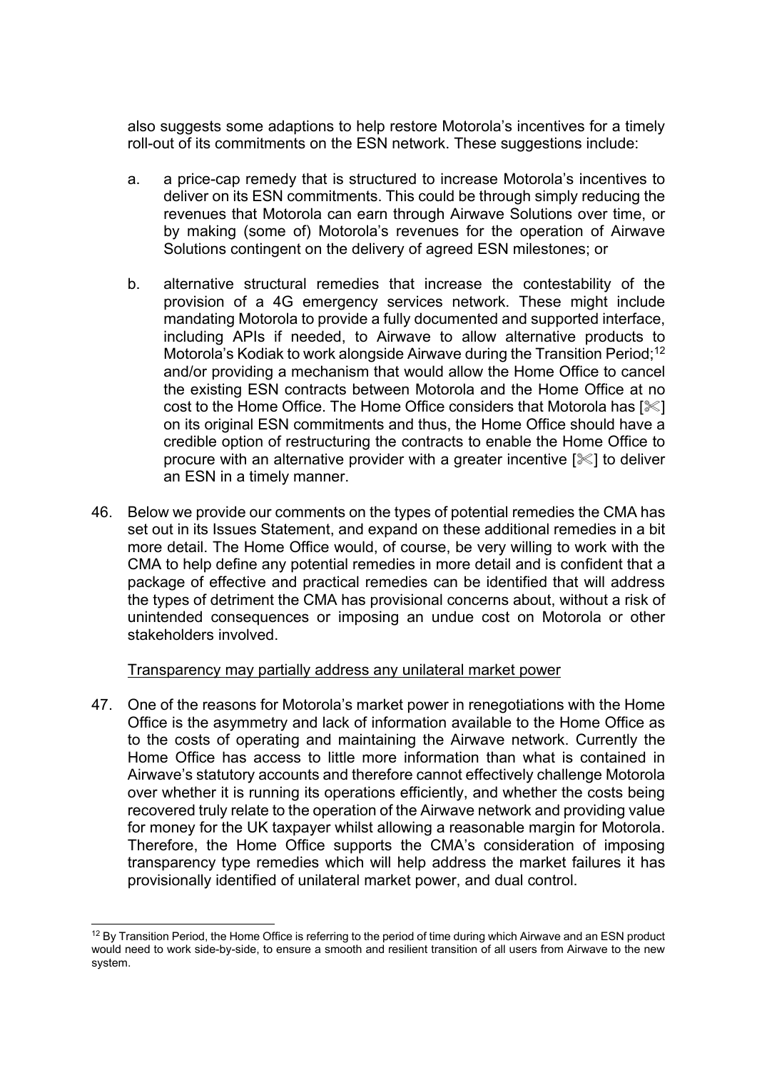also suggests some adaptions to help restore Motorola's incentives for a timely roll-out of its commitments on the ESN network. These suggestions include:

a. a price-cap remedy that is structured to increase Motorola's incentives to deliver on its ESN commitments. This could be through simply reducing the revenues that Motorola can earn through Airwave Solutions over time, or by making (some of) Motorola's revenues for the operation of Airwave Solutions contingent on the delivery of agreed ESN milestones; or

b. alternative structural remedies that increase the contestability of the provision of a 4G emergency services network. These might include mandating Motorola to provide a fully documented and supported interface, including APIs if needed, to Airwave to allow alternative products to Motorola's Kodiak to work alongside Airwave during the Transition Period;[12] and/or providing a mechanism that would allow the Home Office to cancel the existing ESN contracts between Motorola and the Home Office at no cost to the Home Office. The Home Office considers that Motorola has [✂] on its original ESN commitments and thus, the Home Office should have a credible option of restructuring the contracts to enable the Home Office to procure with an alternative provider with a greater incentive [✂] to deliver an ESN in a timely manner.

46. Below we provide our comments on the types of potential remedies the CMA has set out in its Issues Statement, and expand on these additional remedies in a bit more detail. The Home Office would, of course, be very willing to work with the CMA to help define any potential remedies in more detail and is confident that a package of effective and practical remedies can be identified that will address the types of detriment the CMA has provisional concerns about, without a risk of unintended consequences or imposing an undue cost on Motorola or other stakeholders involved.

Transparency may partially address any unilateral market power

47. One of the reasons for Motorola's market power in renegotiations with the Home Office is the asymmetry and lack of information available to the Home Office as to the costs of operating and maintaining the Airwave network. Currently the Home Office has access to little more information than what is contained in Airwave's statutory accounts and therefore cannot effectively challenge Motorola over whether it is running its operations efficiently, and whether the costs being recovered truly relate to the operation of the Airwave network and providing value for money for the UK taxpayer whilst allowing a reasonable margin for Motorola. Therefore, the Home Office supports the CMA's consideration of imposing transparency type remedies which will help address the market failures it has provisionally identified of unilateral market power, and dual control.

[12] By Transition Period, the Home Office is referring to the period of time during which Airwave and an ESN product would need to work side-by-side, to ensure a smooth and resilient transition of all users from Airwave to the new system.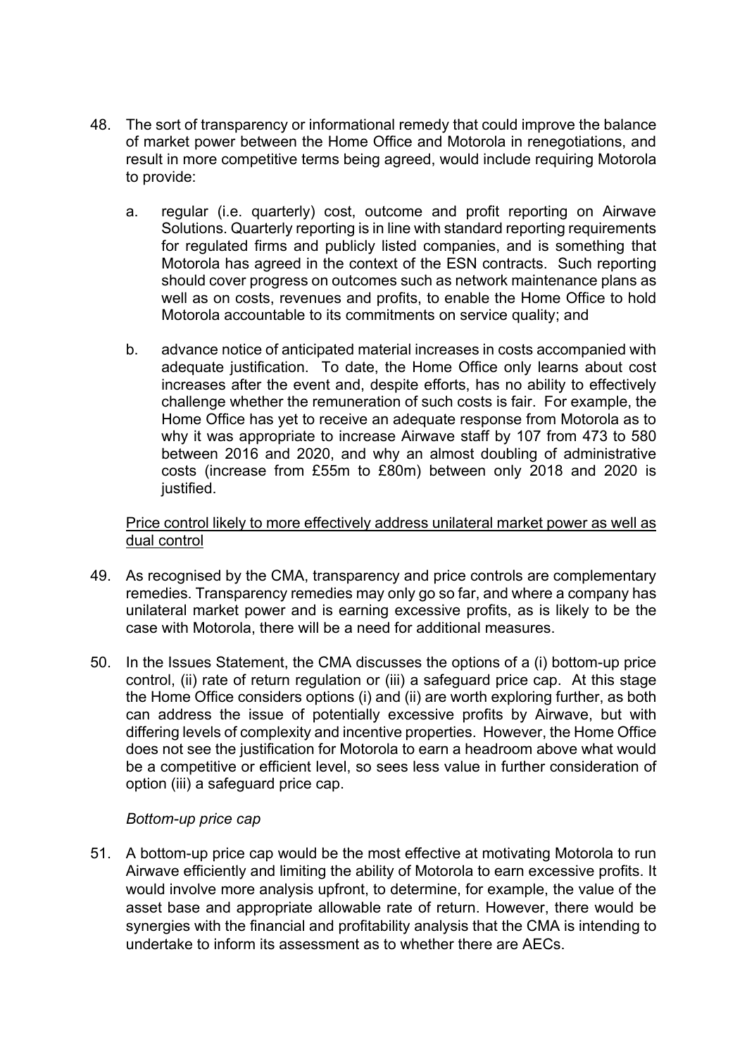48. The sort of transparency or informational remedy that could improve the balance of market power between the Home Office and Motorola in renegotiations, and result in more competitive terms being agreed, would include requiring Motorola to provide:

    a. regular (i.e. quarterly) cost, outcome and profit reporting on Airwave Solutions. Quarterly reporting is in line with standard reporting requirements for regulated firms and publicly listed companies, and is something that Motorola has agreed in the context of the ESN contracts. Such reporting should cover progress on outcomes such as network maintenance plans as well as on costs, revenues and profits, to enable the Home Office to hold Motorola accountable to its commitments on service quality; and

    b. advance notice of anticipated material increases in costs accompanied with adequate justification. To date, the Home Office only learns about cost increases after the event and, despite efforts, has no ability to effectively challenge whether the remuneration of such costs is fair. For example, the Home Office has yet to receive an adequate response from Motorola as to why it was appropriate to increase Airwave staff by 107 from 473 to 580 between 2016 and 2020, and why an almost doubling of administrative costs (increase from £55m to £80m) between only 2018 and 2020 is justified.

<u>Price control likely to more effectively address unilateral market power as well as dual control</u>

49. As recognised by the CMA, transparency and price controls are complementary remedies. Transparency remedies may only go so far, and where a company has unilateral market power and is earning excessive profits, as is likely to be the case with Motorola, there will be a need for additional measures.

50. In the Issues Statement, the CMA discusses the options of a (i) bottom-up price control, (ii) rate of return regulation or (iii) a safeguard price cap. At this stage the Home Office considers options (i) and (ii) are worth exploring further, as both can address the issue of potentially excessive profits by Airwave, but with differing levels of complexity and incentive properties. However, the Home Office does not see the justification for Motorola to earn a headroom above what would be a competitive or efficient level, so sees less value in further consideration of option (iii) a safeguard price cap.

*Bottom-up price cap*

51. A bottom-up price cap would be the most effective at motivating Motorola to run Airwave efficiently and limiting the ability of Motorola to earn excessive profits. It would involve more analysis upfront, to determine, for example, the value of the asset base and appropriate allowable rate of return. However, there would be synergies with the financial and profitability analysis that the CMA is intending to undertake to inform its assessment as to whether there are AECs.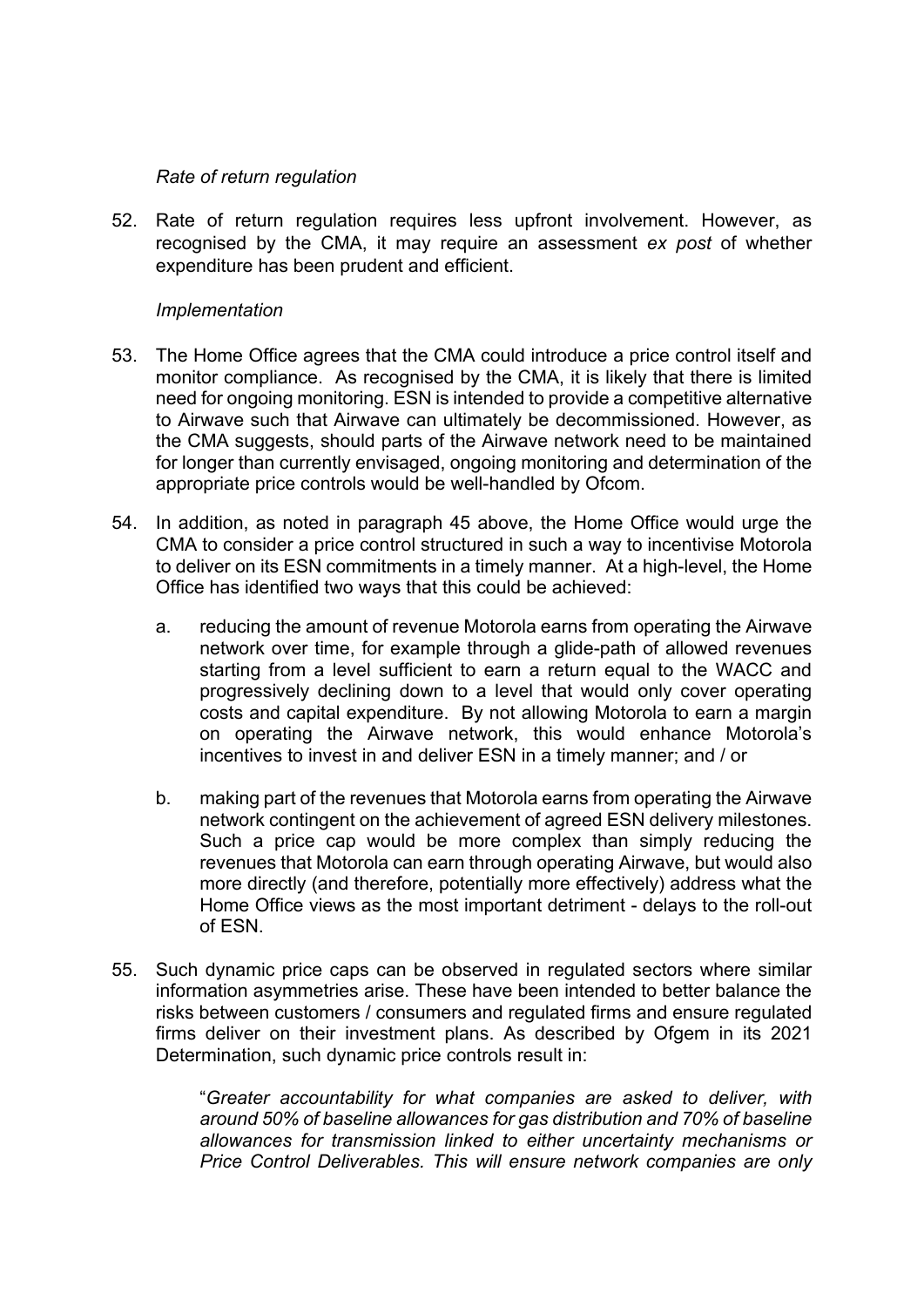*Rate of return regulation*

52. Rate of return regulation requires less upfront involvement. However, as recognised by the CMA, it may require an assessment *ex post* of whether expenditure has been prudent and efficient.

*Implementation*

53. The Home Office agrees that the CMA could introduce a price control itself and monitor compliance. As recognised by the CMA, it is likely that there is limited need for ongoing monitoring. ESN is intended to provide a competitive alternative to Airwave such that Airwave can ultimately be decommissioned. However, as the CMA suggests, should parts of the Airwave network need to be maintained for longer than currently envisaged, ongoing monitoring and determination of the appropriate price controls would be well-handled by Ofcom.

54. In addition, as noted in paragraph 45 above, the Home Office would urge the CMA to consider a price control structured in such a way to incentivise Motorola to deliver on its ESN commitments in a timely manner. At a high-level, the Home Office has identified two ways that this could be achieved:

    a. reducing the amount of revenue Motorola earns from operating the Airwave network over time, for example through a glide-path of allowed revenues starting from a level sufficient to earn a return equal to the WACC and progressively declining down to a level that would only cover operating costs and capital expenditure. By not allowing Motorola to earn a margin on operating the Airwave network, this would enhance Motorola's incentives to invest in and deliver ESN in a timely manner; and / or

    b. making part of the revenues that Motorola earns from operating the Airwave network contingent on the achievement of agreed ESN delivery milestones. Such a price cap would be more complex than simply reducing the revenues that Motorola can earn through operating Airwave, but would also more directly (and therefore, potentially more effectively) address what the Home Office views as the most important detriment - delays to the roll-out of ESN.

55. Such dynamic price caps can be observed in regulated sectors where similar information asymmetries arise. These have been intended to better balance the risks between customers / consumers and regulated firms and ensure regulated firms deliver on their investment plans. As described by Ofgem in its 2021 Determination, such dynamic price controls result in:

    "*Greater accountability for what companies are asked to deliver, with around 50% of baseline allowances for gas distribution and 70% of baseline allowances for transmission linked to either uncertainty mechanisms or Price Control Deliverables. This will ensure network companies are only*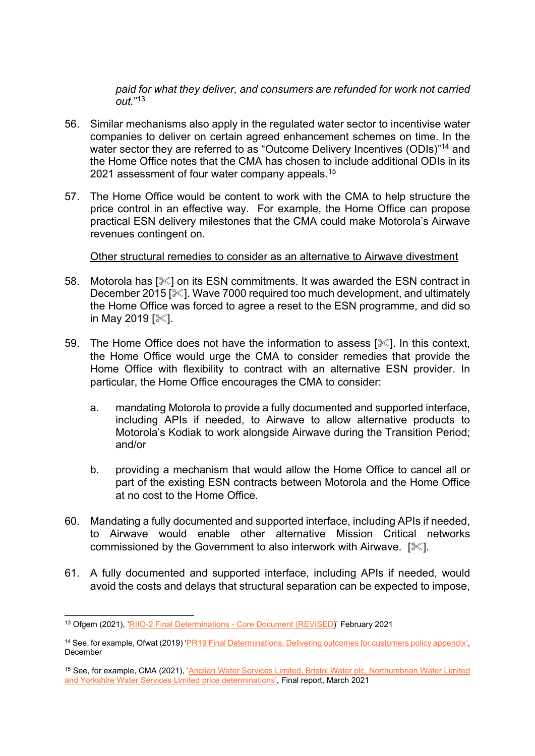*paid for what they deliver, and consumers are refunded for work not carried out."*[13]

56. Similar mechanisms also apply in the regulated water sector to incentivise water companies to deliver on certain agreed enhancement schemes on time. In the water sector they are referred to as "Outcome Delivery Incentives (ODIs)"[14] and the Home Office notes that the CMA has chosen to include additional ODIs in its 2021 assessment of four water company appeals.[15]

57. The Home Office would be content to work with the CMA to help structure the price control in an effective way. For example, the Home Office can propose practical ESN delivery milestones that the CMA could make Motorola's Airwave revenues contingent on.

<u>Other structural remedies to consider as an alternative to Airwave divestment</u>

58. Motorola has [✂] on its ESN commitments. It was awarded the ESN contract in December 2015 [✂]. Wave 7000 required too much development, and ultimately the Home Office was forced to agree a reset to the ESN programme, and did so in May 2019 [✂].

59. The Home Office does not have the information to assess [✂]. In this context, the Home Office would urge the CMA to consider remedies that provide the Home Office with flexibility to contract with an alternative ESN provider. In particular, the Home Office encourages the CMA to consider:

    a. mandating Motorola to provide a fully documented and supported interface, including APIs if needed, to Airwave to allow alternative products to Motorola's Kodiak to work alongside Airwave during the Transition Period; and/or

    b. providing a mechanism that would allow the Home Office to cancel all or part of the existing ESN contracts between Motorola and the Home Office at no cost to the Home Office.

60. Mandating a fully documented and supported interface, including APIs if needed, to Airwave would enable other alternative Mission Critical networks commissioned by the Government to also interwork with Airwave. [✂].

61. A fully documented and supported interface, including APIs if needed, would avoid the costs and delays that structural separation can be expected to impose,

---

[13] Ofgem (2021), 'RIIO-2 Final Determinations - Core Document (REVISED)' February 2021

[14] See, for example, Ofwat (2019) 'PR19 Final Determinations: Delivering outcomes for customers policy appendix', December

[15] See, for example, CMA (2021), 'Anglian Water Services Limited, Bristol Water plc, Northumbrian Water Limited and Yorkshire Water Services Limited price determinations', Final report, March 2021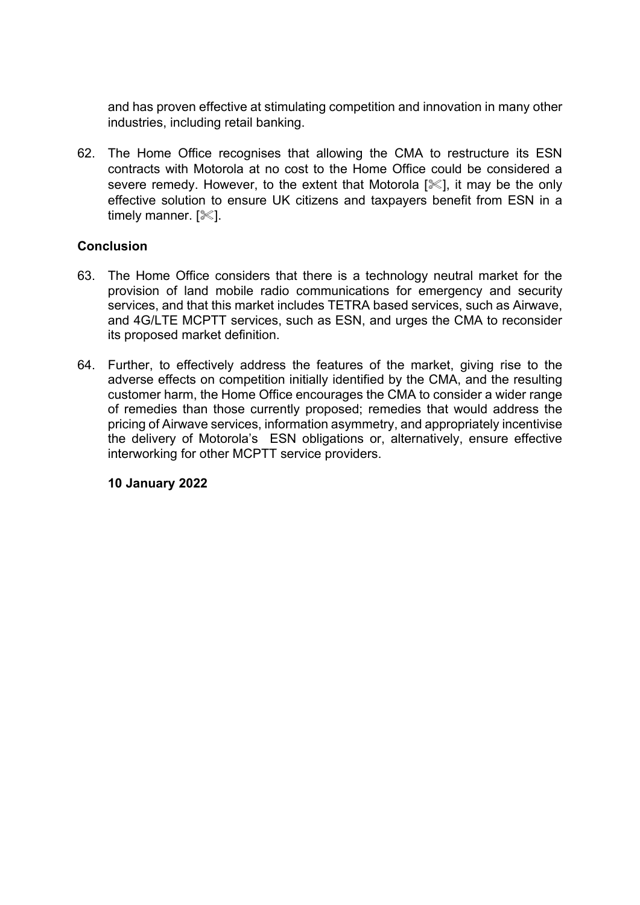and has proven effective at stimulating competition and innovation in many other industries, including retail banking.

62. The Home Office recognises that allowing the CMA to restructure its ESN contracts with Motorola at no cost to the Home Office could be considered a severe remedy. However, to the extent that Motorola [✂], it may be the only effective solution to ensure UK citizens and taxpayers benefit from ESN in a timely manner. [✂].

## Conclusion

63. The Home Office considers that there is a technology neutral market for the provision of land mobile radio communications for emergency and security services, and that this market includes TETRA based services, such as Airwave, and 4G/LTE MCPTT services, such as ESN, and urges the CMA to reconsider its proposed market definition.

64. Further, to effectively address the features of the market, giving rise to the adverse effects on competition initially identified by the CMA, and the resulting customer harm, the Home Office encourages the CMA to consider a wider range of remedies than those currently proposed; remedies that would address the pricing of Airwave services, information asymmetry, and appropriately incentivise the delivery of Motorola's ESN obligations or, alternatively, ensure effective interworking for other MCPTT service providers.

**10 January 2022**